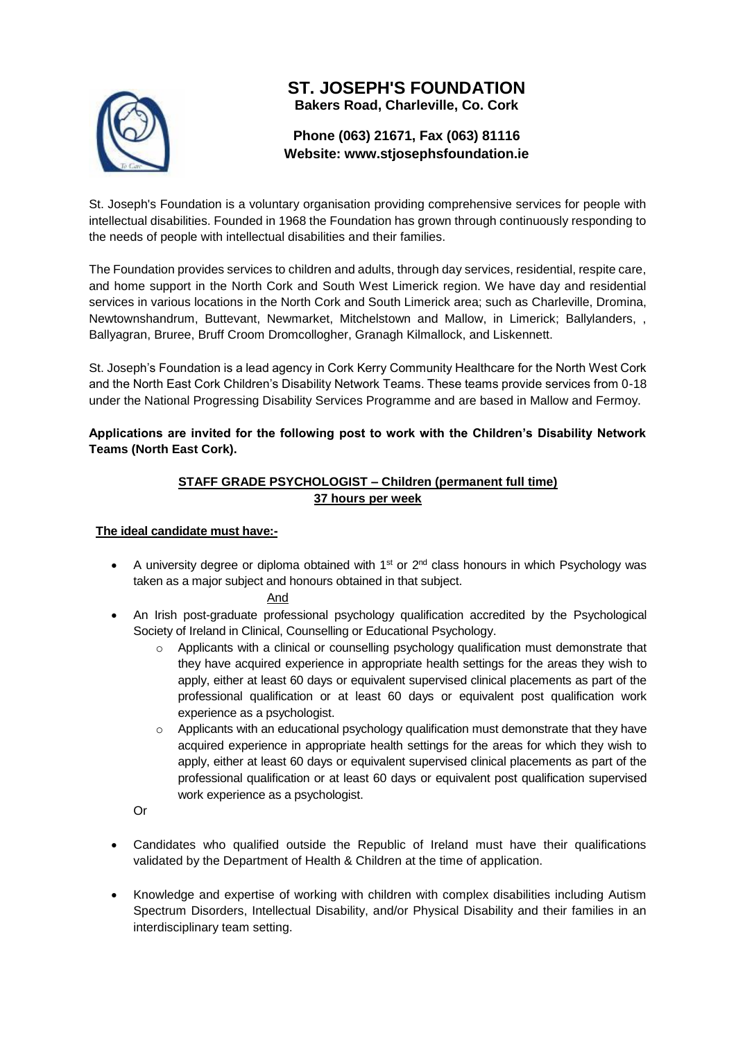# ST. JOSEPH'S FOUNDATION

**Bakers Road, Charleville, Co. Cork**

**Phone (063) 21671, Fax (063) 81116**
**Website: www.stjosephsfoundation.ie**

St. Joseph's Foundation is a voluntary organisation providing comprehensive services for people with intellectual disabilities. Founded in 1968 the Foundation has grown through continuously responding to the needs of people with intellectual disabilities and their families.

The Foundation provides services to children and adults, through day services, residential, respite care, and home support in the North Cork and South West Limerick region. We have day and residential services in various locations in the North Cork and South Limerick area; such as Charleville, Dromina, Newtownshandrum, Buttevant, Newmarket, Mitchelstown and Mallow, in Limerick; Ballylanders, , Ballyagran, Bruree, Bruff Croom Dromcollogher, Granagh Kilmallock, and Liskennett.

St. Joseph's Foundation is a lead agency in Cork Kerry Community Healthcare for the North West Cork and the North East Cork Children's Disability Network Teams. These teams provide services from 0-18 under the National Progressing Disability Services Programme and are based in Mallow and Fermoy.

**Applications are invited for the following post to work with the Children's Disability Network Teams (North East Cork).**

## STAFF GRADE PSYCHOLOGIST – Children (permanent full time)
## 37 hours per week

**The ideal candidate must have:-**

- A university degree or diploma obtained with 1st or 2nd class honours in which Psychology was taken as a major subject and honours obtained in that subject.

  And

- An Irish post-graduate professional psychology qualification accredited by the Psychological Society of Ireland in Clinical, Counselling or Educational Psychology.
  - Applicants with a clinical or counselling psychology qualification must demonstrate that they have acquired experience in appropriate health settings for the areas they wish to apply, either at least 60 days or equivalent supervised clinical placements as part of the professional qualification or at least 60 days or equivalent post qualification work experience as a psychologist.
  - Applicants with an educational psychology qualification must demonstrate that they have acquired experience in appropriate health settings for the areas for which they wish to apply, either at least 60 days or equivalent supervised clinical placements as part of the professional qualification or at least 60 days or equivalent post qualification supervised work experience as a psychologist.

  Or

- Candidates who qualified outside the Republic of Ireland must have their qualifications validated by the Department of Health & Children at the time of application.
- Knowledge and expertise of working with children with complex disabilities including Autism Spectrum Disorders, Intellectual Disability, and/or Physical Disability and their families in an interdisciplinary team setting.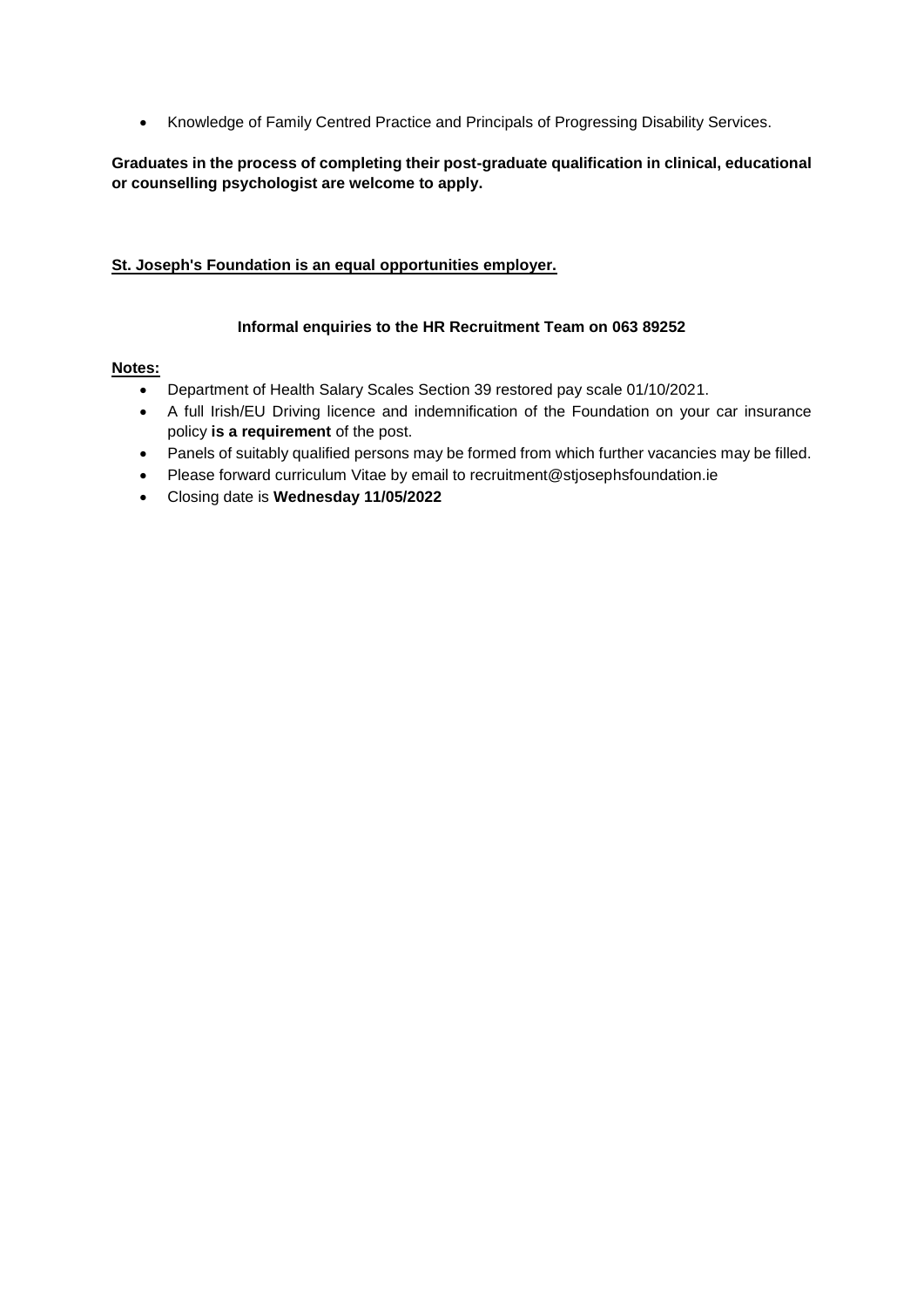- Knowledge of Family Centred Practice and Principals of Progressing Disability Services.

**Graduates in the process of completing their post-graduate qualification in clinical, educational or counselling psychologist are welcome to apply.**

**<u>St. Joseph's Foundation is an equal opportunities employer.</u>**

**Informal enquiries to the HR Recruitment Team on 063 89252**

**<u>Notes:</u>**

- Department of Health Salary Scales Section 39 restored pay scale 01/10/2021.
- A full Irish/EU Driving licence and indemnification of the Foundation on your car insurance policy **is a requirement** of the post.
- Panels of suitably qualified persons may be formed from which further vacancies may be filled.
- Please forward curriculum Vitae by email to recruitment@stjosephsfoundation.ie
- Closing date is **Wednesday 11/05/2022**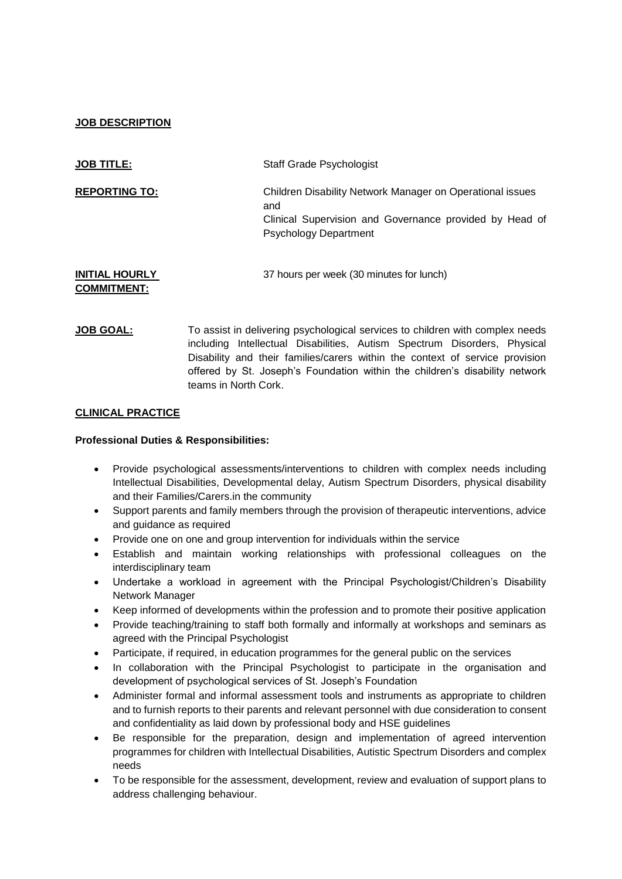**JOB DESCRIPTION**

**JOB TITLE:** Staff Grade Psychologist

**REPORTING TO:** Children Disability Network Manager on Operational issues and
Clinical Supervision and Governance provided by Head of Psychology Department

**INITIAL HOURLY COMMITMENT:** 37 hours per week (30 minutes for lunch)

**JOB GOAL:** To assist in delivering psychological services to children with complex needs including Intellectual Disabilities, Autism Spectrum Disorders, Physical Disability and their families/carers within the context of service provision offered by St. Joseph's Foundation within the children's disability network teams in North Cork.

**CLINICAL PRACTICE**

**Professional Duties & Responsibilities:**

- Provide psychological assessments/interventions to children with complex needs including Intellectual Disabilities, Developmental delay, Autism Spectrum Disorders, physical disability and their Families/Carers.in the community
- Support parents and family members through the provision of therapeutic interventions, advice and guidance as required
- Provide one on one and group intervention for individuals within the service
- Establish and maintain working relationships with professional colleagues on the interdisciplinary team
- Undertake a workload in agreement with the Principal Psychologist/Children's Disability Network Manager
- Keep informed of developments within the profession and to promote their positive application
- Provide teaching/training to staff both formally and informally at workshops and seminars as agreed with the Principal Psychologist
- Participate, if required, in education programmes for the general public on the services
- In collaboration with the Principal Psychologist to participate in the organisation and development of psychological services of St. Joseph's Foundation
- Administer formal and informal assessment tools and instruments as appropriate to children and to furnish reports to their parents and relevant personnel with due consideration to consent and confidentiality as laid down by professional body and HSE guidelines
- Be responsible for the preparation, design and implementation of agreed intervention programmes for children with Intellectual Disabilities, Autistic Spectrum Disorders and complex needs
- To be responsible for the assessment, development, review and evaluation of support plans to address challenging behaviour.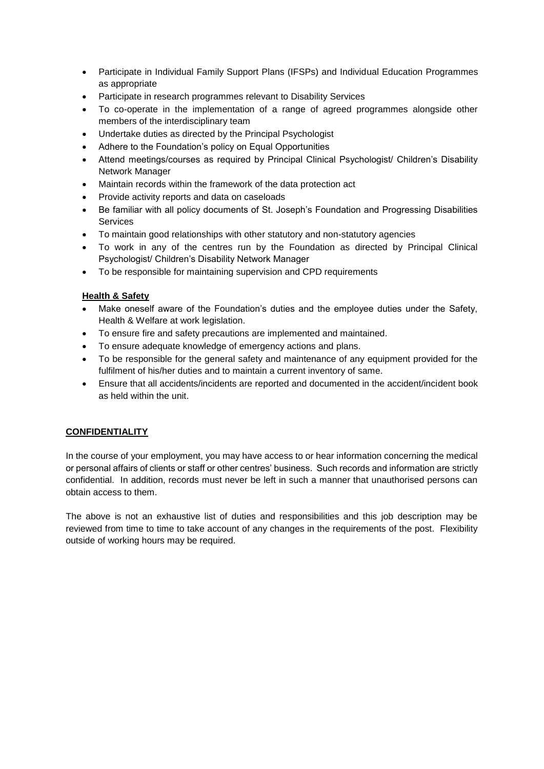- Participate in Individual Family Support Plans (IFSPs) and Individual Education Programmes as appropriate
- Participate in research programmes relevant to Disability Services
- To co-operate in the implementation of a range of agreed programmes alongside other members of the interdisciplinary team
- Undertake duties as directed by the Principal Psychologist
- Adhere to the Foundation's policy on Equal Opportunities
- Attend meetings/courses as required by Principal Clinical Psychologist/ Children's Disability Network Manager
- Maintain records within the framework of the data protection act
- Provide activity reports and data on caseloads
- Be familiar with all policy documents of St. Joseph's Foundation and Progressing Disabilities Services
- To maintain good relationships with other statutory and non-statutory agencies
- To work in any of the centres run by the Foundation as directed by Principal Clinical Psychologist/ Children's Disability Network Manager
- To be responsible for maintaining supervision and CPD requirements

**Health & Safety**

- Make oneself aware of the Foundation's duties and the employee duties under the Safety, Health & Welfare at work legislation.
- To ensure fire and safety precautions are implemented and maintained.
- To ensure adequate knowledge of emergency actions and plans.
- To be responsible for the general safety and maintenance of any equipment provided for the fulfilment of his/her duties and to maintain a current inventory of same.
- Ensure that all accidents/incidents are reported and documented in the accident/incident book as held within the unit.

**CONFIDENTIALITY**

In the course of your employment, you may have access to or hear information concerning the medical or personal affairs of clients or staff or other centres' business. Such records and information are strictly confidential. In addition, records must never be left in such a manner that unauthorised persons can obtain access to them.

The above is not an exhaustive list of duties and responsibilities and this job description may be reviewed from time to time to take account of any changes in the requirements of the post. Flexibility outside of working hours may be required.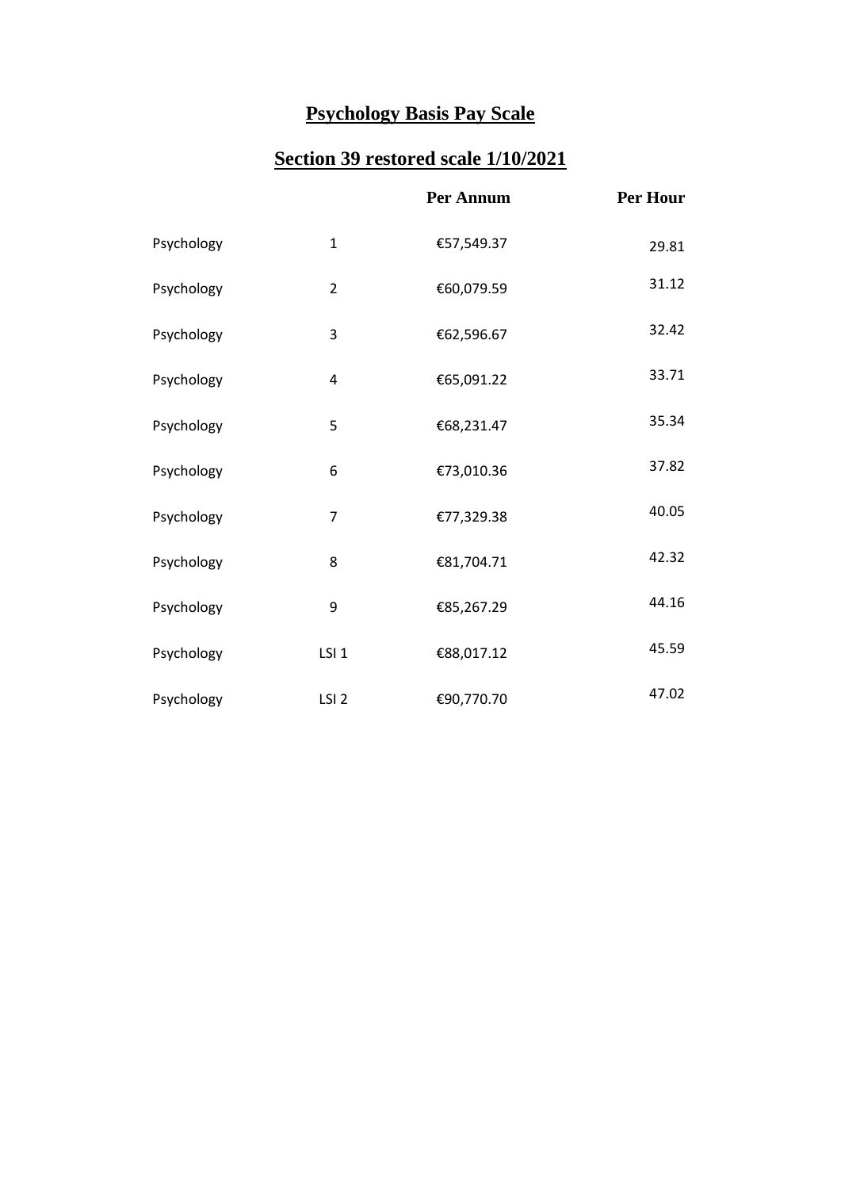# Psychology Basis Pay Scale

## Section 39 restored scale 1/10/2021

| | | Per Annum | Per Hour |
|---|---|---|---|
| Psychology | 1 | €57,549.37 | 29.81 |
| Psychology | 2 | €60,079.59 | 31.12 |
| Psychology | 3 | €62,596.67 | 32.42 |
| Psychology | 4 | €65,091.22 | 33.71 |
| Psychology | 5 | €68,231.47 | 35.34 |
| Psychology | 6 | €73,010.36 | 37.82 |
| Psychology | 7 | €77,329.38 | 40.05 |
| Psychology | 8 | €81,704.71 | 42.32 |
| Psychology | 9 | €85,267.29 | 44.16 |
| Psychology | LSI 1 | €88,017.12 | 45.59 |
| Psychology | LSI 2 | €90,770.70 | 47.02 |